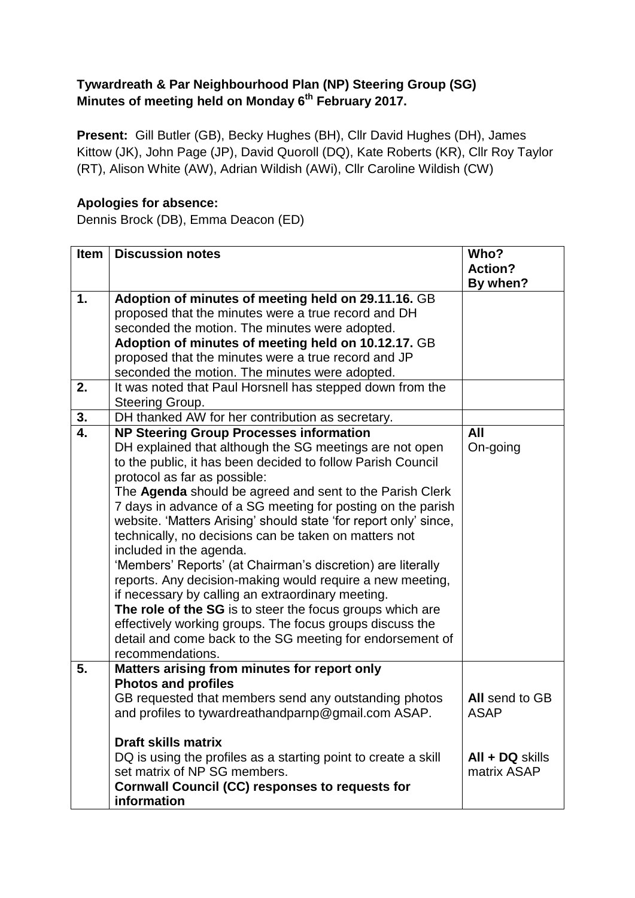**Tywardreath & Par Neighbourhood Plan (NP) Steering Group (SG)**
**Minutes of meeting held on Monday 6th February 2017.**

**Present:** Gill Butler (GB), Becky Hughes (BH), Cllr David Hughes (DH), James Kittow (JK), John Page (JP), David Quoroll (DQ), Kate Roberts (KR), Cllr Roy Taylor (RT), Alison White (AW), Adrian Wildish (AWi), Cllr Caroline Wildish (CW)

**Apologies for absence:**
Dennis Brock (DB), Emma Deacon (ED)

| Item | Discussion notes | Who? Action? By when? |
|---|---|---|
| 1. | **Adoption of minutes of meeting held on 29.11.16.** GB proposed that the minutes were a true record and DH seconded the motion. The minutes were adopted.<br>**Adoption of minutes of meeting held on 10.12.17.** GB proposed that the minutes were a true record and JP seconded the motion. The minutes were adopted. | |
| 2. | It was noted that Paul Horsnell has stepped down from the Steering Group. | |
| 3. | DH thanked AW for her contribution as secretary. | |
| 4. | **NP Steering Group Processes information**<br>DH explained that although the SG meetings are not open to the public, it has been decided to follow Parish Council protocol as far as possible:<br>The **Agenda** should be agreed and sent to the Parish Clerk 7 days in advance of a SG meeting for posting on the parish website. 'Matters Arising' should state 'for report only' since, technically, no decisions can be taken on matters not included in the agenda.<br>'Members' Reports' (at Chairman's discretion) are literally reports. Any decision-making would require a new meeting, if necessary by calling an extraordinary meeting.<br>**The role of the SG** is to steer the focus groups which are effectively working groups. The focus groups discuss the detail and come back to the SG meeting for endorsement of recommendations. | **All**<br>On-going |
| 5. | **Matters arising from minutes for report only**<br>**Photos and profiles**<br>GB requested that members send any outstanding photos and profiles to tywardreathandparnp@gmail.com ASAP.<br><br>**Draft skills matrix**<br>DQ is using the profiles as a starting point to create a skill set matrix of NP SG members.<br>**Cornwall Council (CC) responses to requests for information** | **All** send to GB ASAP<br><br>**All + DQ** skills matrix ASAP |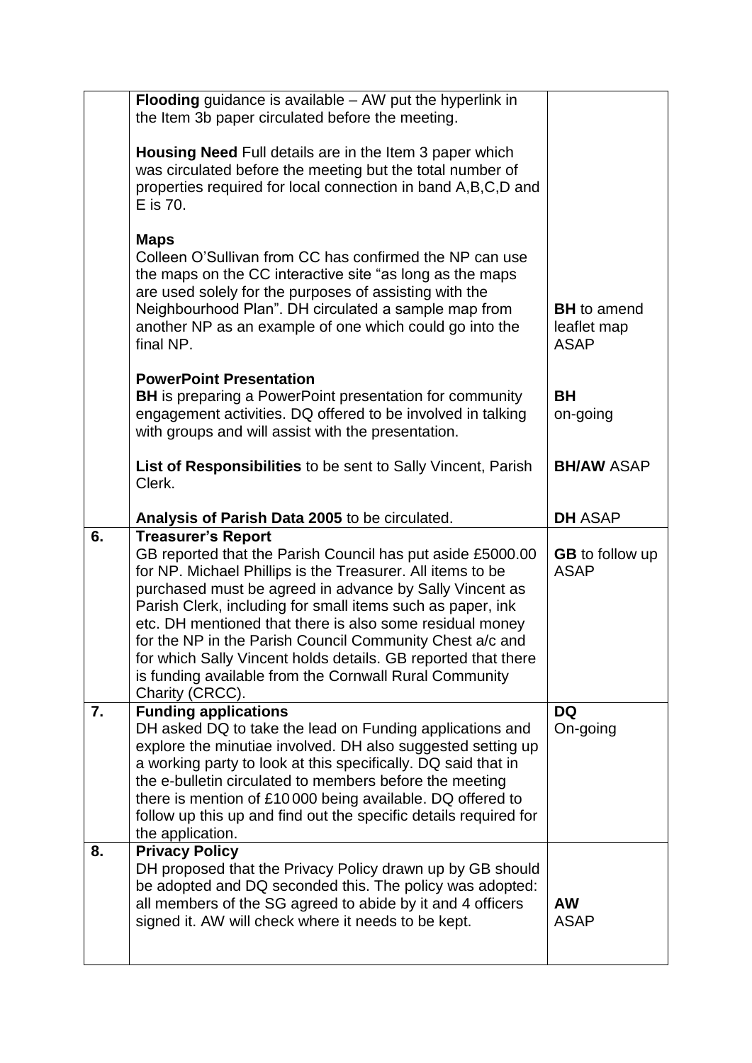| | | |
|---|---|---|
| | **Flooding** guidance is available – AW put the hyperlink in the Item 3b paper circulated before the meeting.<br><br>**Housing Need** Full details are in the Item 3 paper which was circulated before the meeting but the total number of properties required for local connection in band A,B,C,D and E is 70.<br><br>**Maps**<br>Colleen O'Sullivan from CC has confirmed the NP can use the maps on the CC interactive site "as long as the maps are used solely for the purposes of assisting with the Neighbourhood Plan". DH circulated a sample map from another NP as an example of one which could go into the final NP. | **BH** to amend leaflet map ASAP |
| | **PowerPoint Presentation**<br>**BH** is preparing a PowerPoint presentation for community engagement activities. DQ offered to be involved in talking with groups and will assist with the presentation. | **BH** on-going |
| | **List of Responsibilities** to be sent to Sally Vincent, Parish Clerk. | **BH/AW** ASAP |
| | **Analysis of Parish Data 2005** to be circulated. | **DH** ASAP |
| **6.** | **Treasurer's Report**<br>GB reported that the Parish Council has put aside £5000.00 for NP. Michael Phillips is the Treasurer. All items to be purchased must be agreed in advance by Sally Vincent as Parish Clerk, including for small items such as paper, ink etc. DH mentioned that there is also some residual money for the NP in the Parish Council Community Chest a/c and for which Sally Vincent holds details. GB reported that there is funding available from the Cornwall Rural Community Charity (CRCC). | **GB** to follow up ASAP |
| **7.** | **Funding applications**<br>DH asked DQ to take the lead on Funding applications and explore the minutiae involved. DH also suggested setting up a working party to look at this specifically. DQ said that in the e-bulletin circulated to members before the meeting there is mention of £10 000 being available. DQ offered to follow up this up and find out the specific details required for the application. | **DQ** On-going |
| **8.** | **Privacy Policy**<br>DH proposed that the Privacy Policy drawn up by GB should be adopted and DQ seconded this. The policy was adopted: all members of the SG agreed to abide by it and 4 officers signed it. AW will check where it needs to be kept. | **AW** ASAP |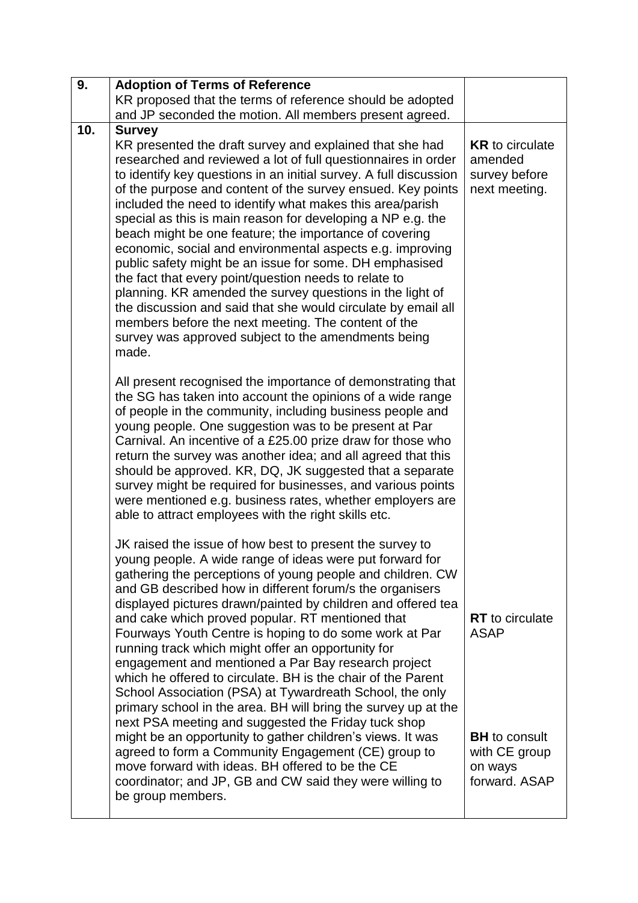| | | |
|---|---|---|
| **9.** | **Adoption of Terms of Reference**<br>KR proposed that the terms of reference should be adopted and JP seconded the motion. All members present agreed. | |
| **10.** | **Survey**<br>KR presented the draft survey and explained that she had researched and reviewed a lot of full questionnaires in order to identify key questions in an initial survey. A full discussion of the purpose and content of the survey ensued. Key points included the need to identify what makes this area/parish special as this is main reason for developing a NP e.g. the beach might be one feature; the importance of covering economic, social and environmental aspects e.g. improving public safety might be an issue for some. DH emphasised the fact that every point/question needs to relate to planning. KR amended the survey questions in the light of the discussion and said that she would circulate by email all members before the next meeting. The content of the survey was approved subject to the amendments being made.<br><br>All present recognised the importance of demonstrating that the SG has taken into account the opinions of a wide range of people in the community, including business people and young people. One suggestion was to be present at Par Carnival. An incentive of a £25.00 prize draw for those who return the survey was another idea; and all agreed that this should be approved. KR, DQ, JK suggested that a separate survey might be required for businesses, and various points were mentioned e.g. business rates, whether employers are able to attract employees with the right skills etc.<br><br>JK raised the issue of how best to present the survey to young people. A wide range of ideas were put forward for gathering the perceptions of young people and children. CW and GB described how in different forum/s the organisers displayed pictures drawn/painted by children and offered tea and cake which proved popular. RT mentioned that Fourways Youth Centre is hoping to do some work at Par running track which might offer an opportunity for engagement and mentioned a Par Bay research project which he offered to circulate. BH is the chair of the Parent School Association (PSA) at Tywardreath School, the only primary school in the area. BH will bring the survey up at the next PSA meeting and suggested the Friday tuck shop might be an opportunity to gather children's views. It was agreed to form a Community Engagement (CE) group to move forward with ideas. BH offered to be the CE coordinator; and JP, GB and CW said they were willing to be group members. | **KR** to circulate amended survey before next meeting.<br><br>**RT** to circulate ASAP<br><br>**BH** to consult with CE group on ways forward. ASAP |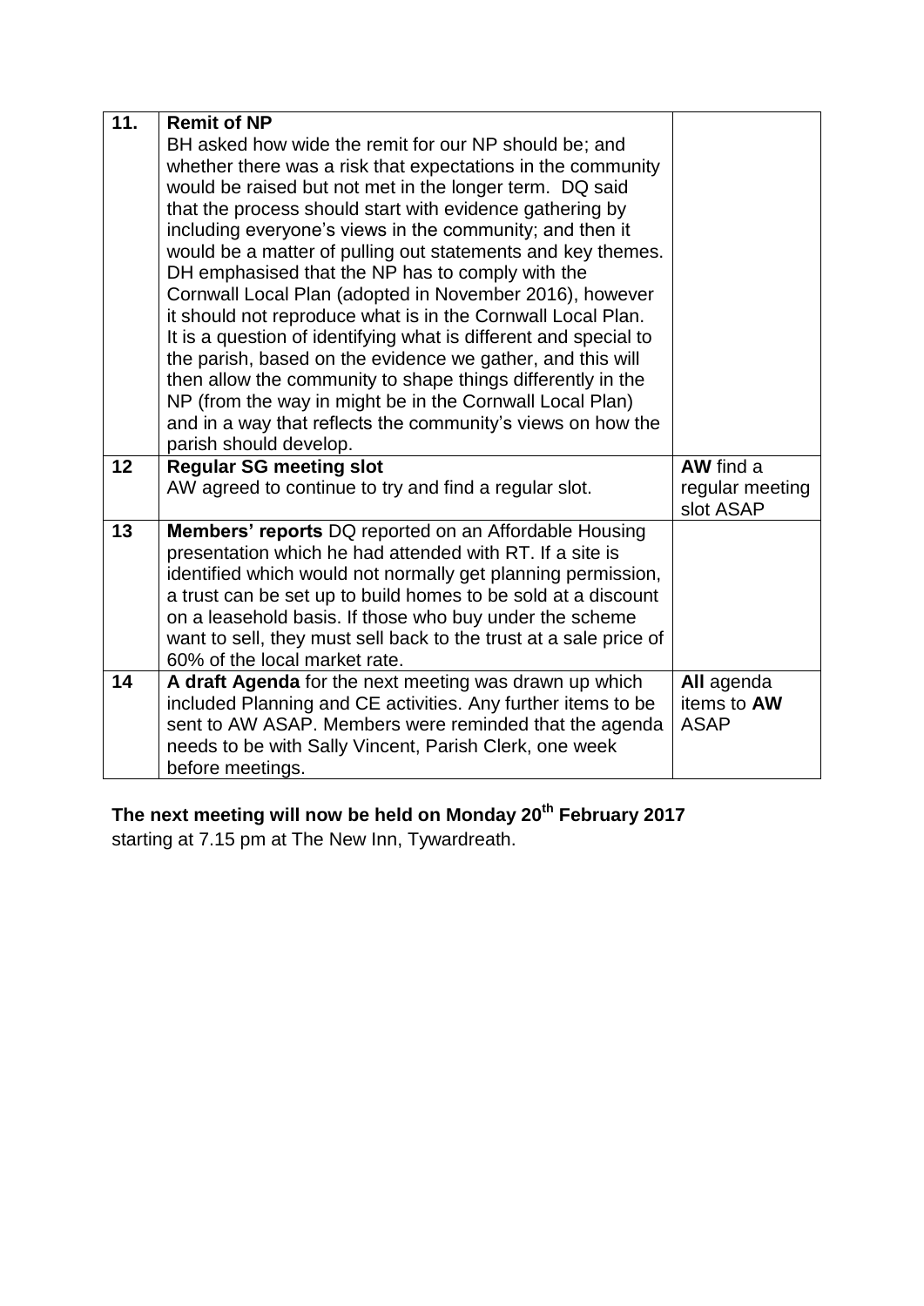| | | |
|---|---|---|
| 11. | **Remit of NP**<br>BH asked how wide the remit for our NP should be; and whether there was a risk that expectations in the community would be raised but not met in the longer term. DQ said that the process should start with evidence gathering by including everyone's views in the community; and then it would be a matter of pulling out statements and key themes. DH emphasised that the NP has to comply with the Cornwall Local Plan (adopted in November 2016), however it should not reproduce what is in the Cornwall Local Plan. It is a question of identifying what is different and special to the parish, based on the evidence we gather, and this will then allow the community to shape things differently in the NP (from the way in might be in the Cornwall Local Plan) and in a way that reflects the community's views on how the parish should develop. | |
| 12 | **Regular SG meeting slot**<br>AW agreed to continue to try and find a regular slot. | **AW** find a regular meeting slot ASAP |
| 13 | **Members' reports** DQ reported on an Affordable Housing presentation which he had attended with RT. If a site is identified which would not normally get planning permission, a trust can be set up to build homes to be sold at a discount on a leasehold basis. If those who buy under the scheme want to sell, they must sell back to the trust at a sale price of 60% of the local market rate. | |
| 14 | **A draft Agenda** for the next meeting was drawn up which included Planning and CE activities. Any further items to be sent to AW ASAP. Members were reminded that the agenda needs to be with Sally Vincent, Parish Clerk, one week before meetings. | **All** agenda items to **AW** ASAP |

**The next meeting will now be held on Monday 20th February 2017** starting at 7.15 pm at The New Inn, Tywardreath.